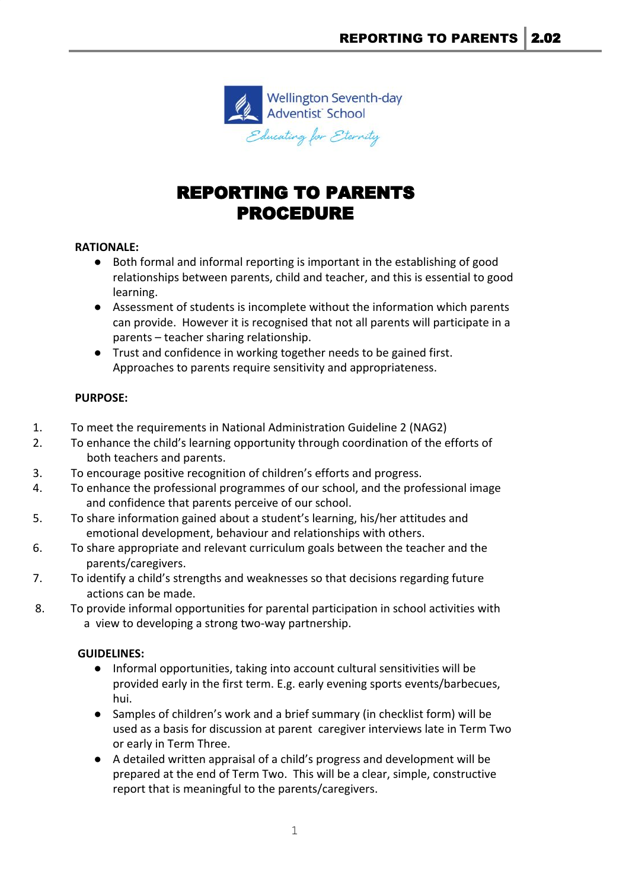Wellington Seventh-day Adventist School

*Educating for Eternity*

# REPORTING TO PARENTS PROCEDURE

**RATIONALE:**

- Both formal and informal reporting is important in the establishing of good relationships between parents, child and teacher, and this is essential to good learning.
- Assessment of students is incomplete without the information which parents can provide. However it is recognised that not all parents will participate in a parents – teacher sharing relationship.
- Trust and confidence in working together needs to be gained first. Approaches to parents require sensitivity and appropriateness.

**PURPOSE:**

1. To meet the requirements in National Administration Guideline 2 (NAG2)
2. To enhance the child's learning opportunity through coordination of the efforts of both teachers and parents.
3. To encourage positive recognition of children's efforts and progress.
4. To enhance the professional programmes of our school, and the professional image and confidence that parents perceive of our school.
5. To share information gained about a student's learning, his/her attitudes and emotional development, behaviour and relationships with others.
6. To share appropriate and relevant curriculum goals between the teacher and the parents/caregivers.
7. To identify a child's strengths and weaknesses so that decisions regarding future actions can be made.
8. To provide informal opportunities for parental participation in school activities with a view to developing a strong two-way partnership.

**GUIDELINES:**

- Informal opportunities, taking into account cultural sensitivities will be provided early in the first term. E.g. early evening sports events/barbecues, hui.
- Samples of children's work and a brief summary (in checklist form) will be used as a basis for discussion at parent caregiver interviews late in Term Two or early in Term Three.
- A detailed written appraisal of a child's progress and development will be prepared at the end of Term Two. This will be a clear, simple, constructive report that is meaningful to the parents/caregivers.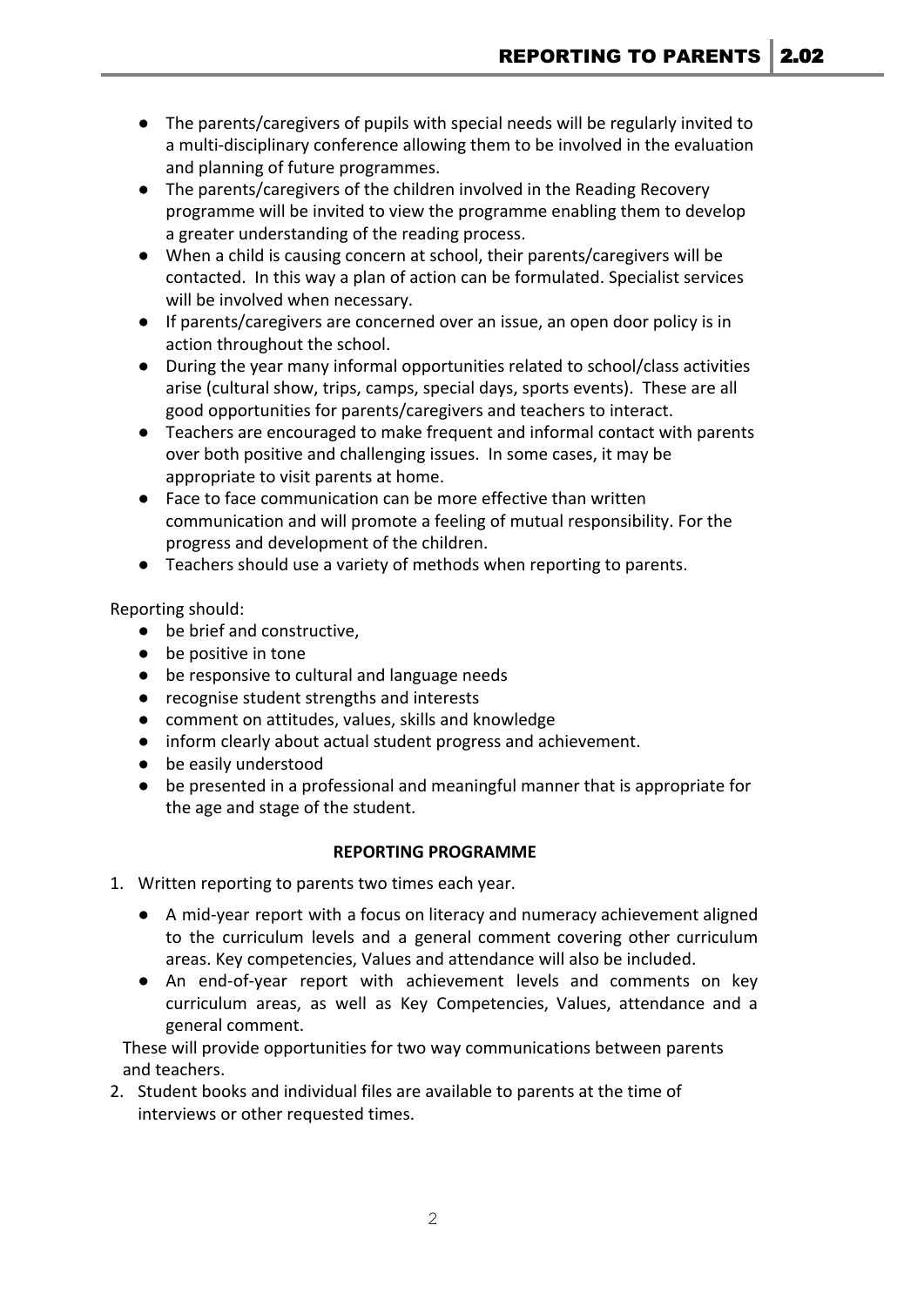- The parents/caregivers of pupils with special needs will be regularly invited to a multi-disciplinary conference allowing them to be involved in the evaluation and planning of future programmes.
- The parents/caregivers of the children involved in the Reading Recovery programme will be invited to view the programme enabling them to develop a greater understanding of the reading process.
- When a child is causing concern at school, their parents/caregivers will be contacted. In this way a plan of action can be formulated. Specialist services will be involved when necessary.
- If parents/caregivers are concerned over an issue, an open door policy is in action throughout the school.
- During the year many informal opportunities related to school/class activities arise (cultural show, trips, camps, special days, sports events). These are all good opportunities for parents/caregivers and teachers to interact.
- Teachers are encouraged to make frequent and informal contact with parents over both positive and challenging issues. In some cases, it may be appropriate to visit parents at home.
- Face to face communication can be more effective than written communication and will promote a feeling of mutual responsibility. For the progress and development of the children.
- Teachers should use a variety of methods when reporting to parents.

Reporting should:

- be brief and constructive,
- be positive in tone
- be responsive to cultural and language needs
- recognise student strengths and interests
- comment on attitudes, values, skills and knowledge
- inform clearly about actual student progress and achievement.
- be easily understood
- be presented in a professional and meaningful manner that is appropriate for the age and stage of the student.

**REPORTING PROGRAMME**

1. Written reporting to parents two times each year.
   - A mid-year report with a focus on literacy and numeracy achievement aligned to the curriculum levels and a general comment covering other curriculum areas. Key competencies, Values and attendance will also be included.
   - An end-of-year report with achievement levels and comments on key curriculum areas, as well as Key Competencies, Values, attendance and a general comment.

   These will provide opportunities for two way communications between parents and teachers.
2. Student books and individual files are available to parents at the time of interviews or other requested times.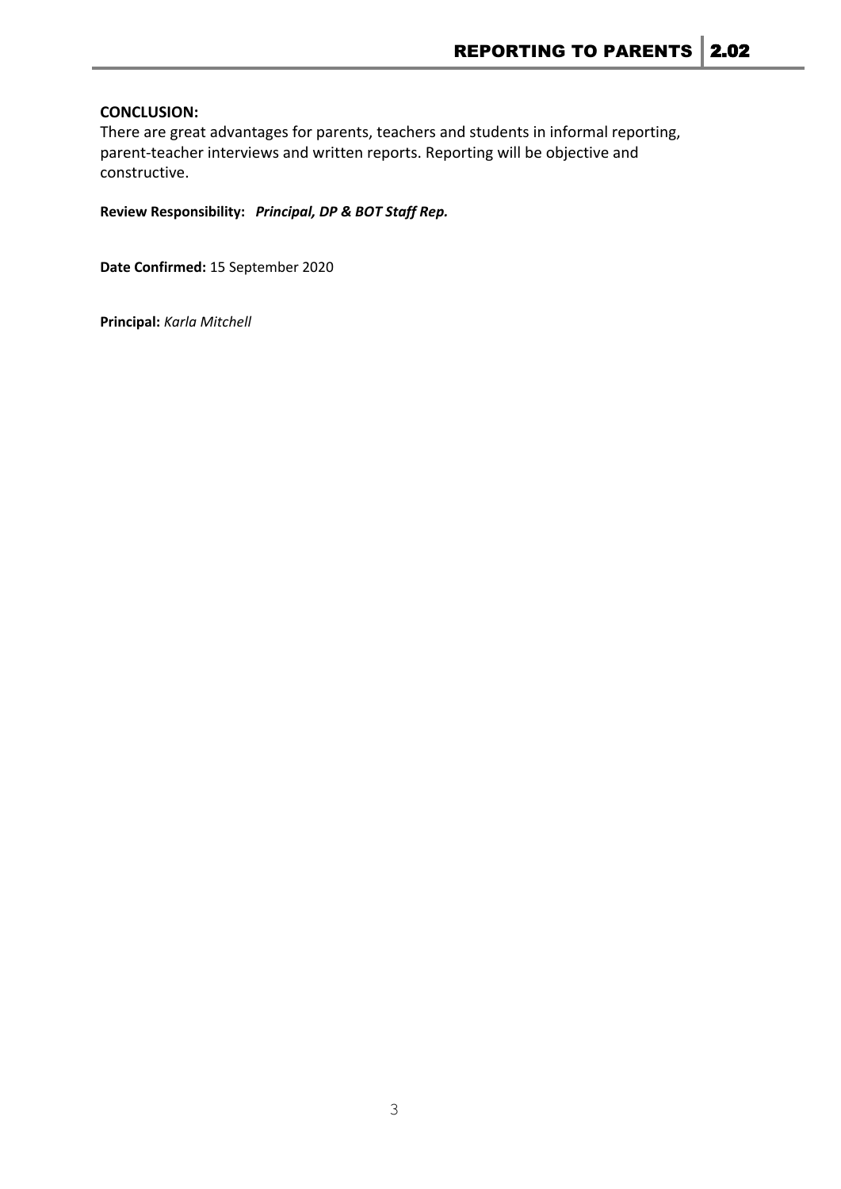**CONCLUSION:**

There are great advantages for parents, teachers and students in informal reporting, parent-teacher interviews and written reports. Reporting will be objective and constructive.

**Review Responsibility:** ***Principal, DP & BOT Staff Rep.***

**Date Confirmed:** 15 September 2020

**Principal:** *Karla Mitchell*